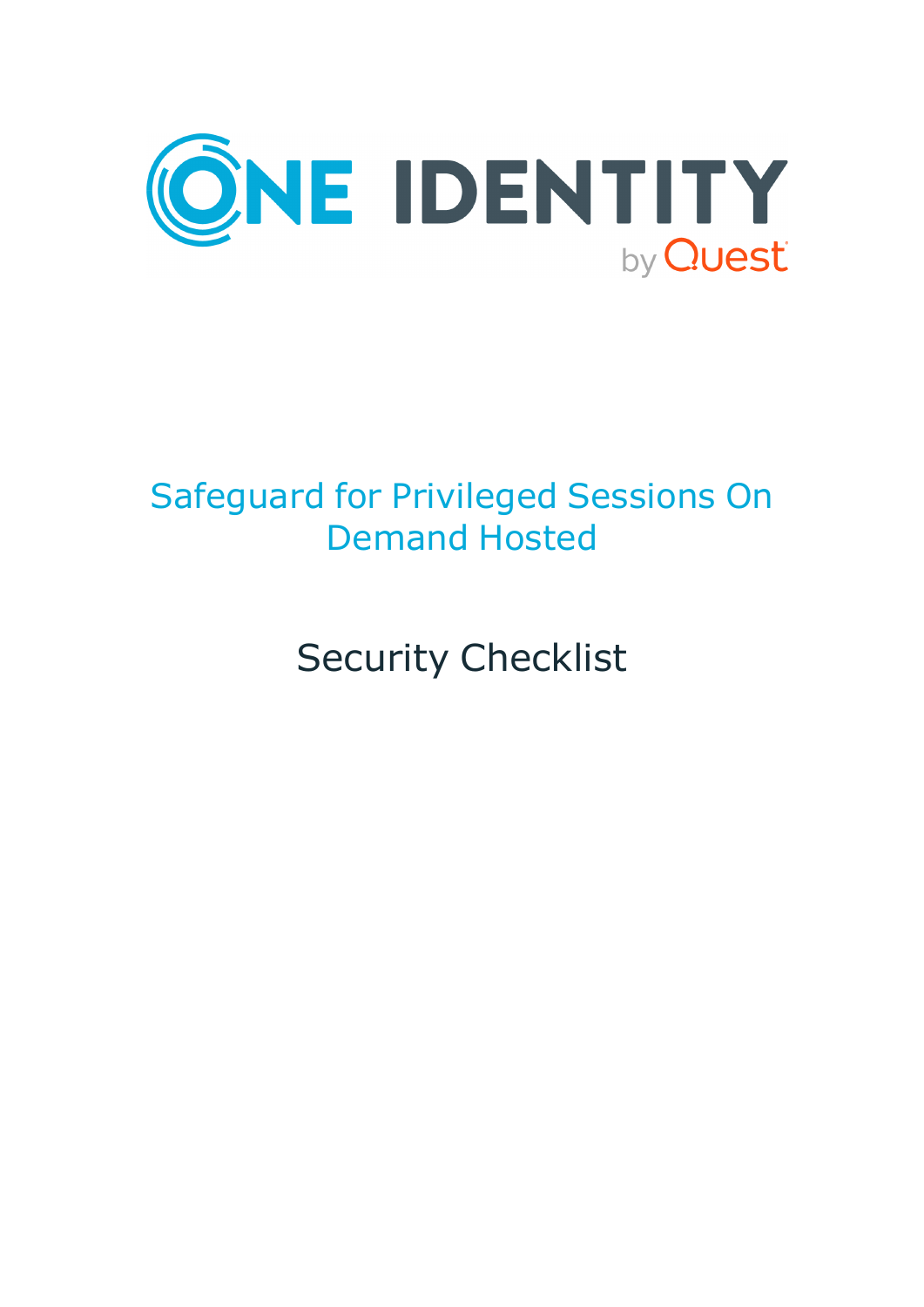# Safeguard for Privileged Sessions On Demand Hosted

## Security Checklist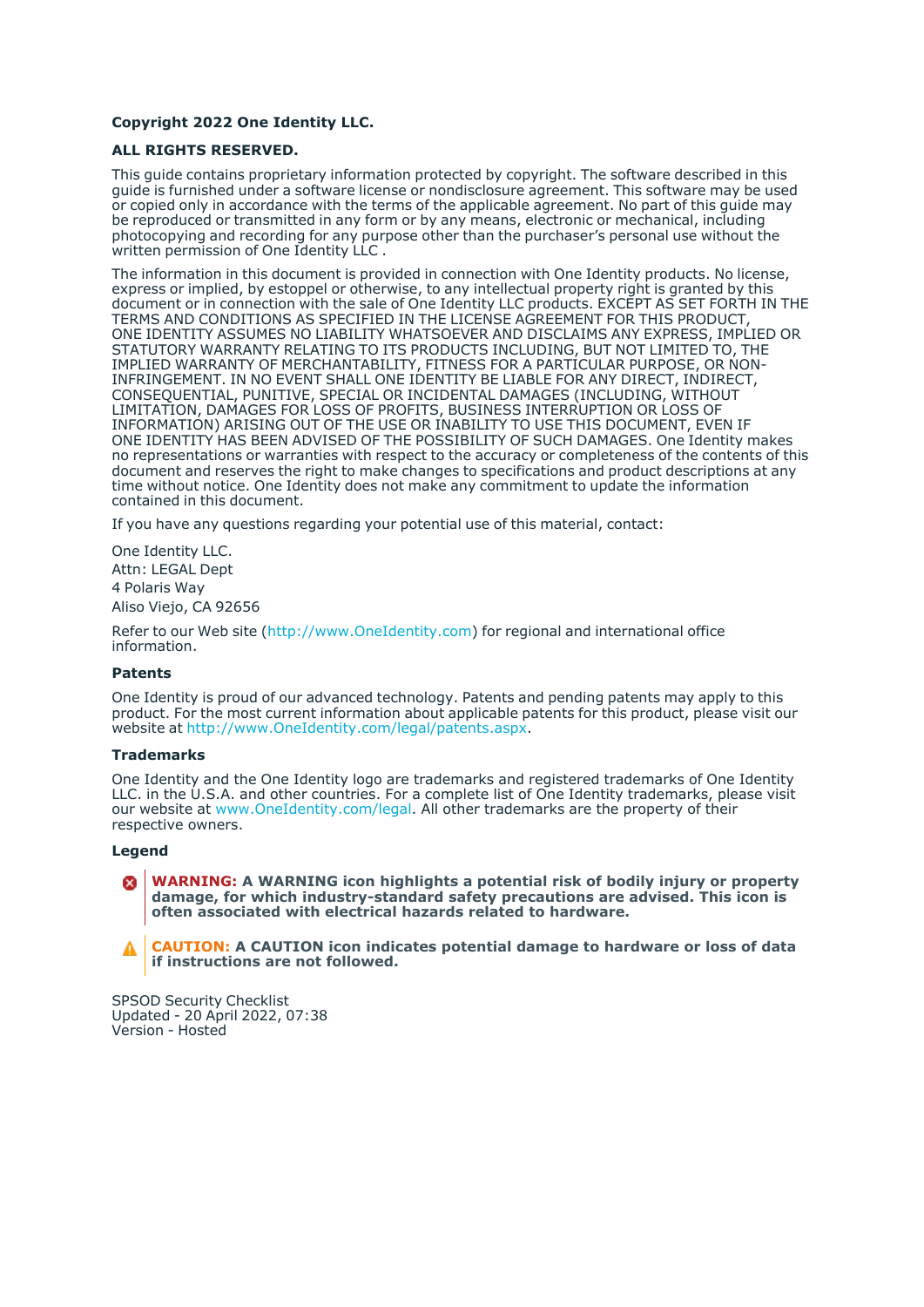**Copyright 2022 One Identity LLC.**

**ALL RIGHTS RESERVED.**

This guide contains proprietary information protected by copyright. The software described in this guide is furnished under a software license or nondisclosure agreement. This software may be used or copied only in accordance with the terms of the applicable agreement. No part of this guide may be reproduced or transmitted in any form or by any means, electronic or mechanical, including photocopying and recording for any purpose other than the purchaser's personal use without the written permission of One Identity LLC .

The information in this document is provided in connection with One Identity products. No license, express or implied, by estoppel or otherwise, to any intellectual property right is granted by this document or in connection with the sale of One Identity LLC products. EXCEPT AS SET FORTH IN THE TERMS AND CONDITIONS AS SPECIFIED IN THE LICENSE AGREEMENT FOR THIS PRODUCT, ONE IDENTITY ASSUMES NO LIABILITY WHATSOEVER AND DISCLAIMS ANY EXPRESS, IMPLIED OR STATUTORY WARRANTY RELATING TO ITS PRODUCTS INCLUDING, BUT NOT LIMITED TO, THE IMPLIED WARRANTY OF MERCHANTABILITY, FITNESS FOR A PARTICULAR PURPOSE, OR NON-INFRINGEMENT. IN NO EVENT SHALL ONE IDENTITY BE LIABLE FOR ANY DIRECT, INDIRECT, CONSEQUENTIAL, PUNITIVE, SPECIAL OR INCIDENTAL DAMAGES (INCLUDING, WITHOUT LIMITATION, DAMAGES FOR LOSS OF PROFITS, BUSINESS INTERRUPTION OR LOSS OF INFORMATION) ARISING OUT OF THE USE OR INABILITY TO USE THIS DOCUMENT, EVEN IF ONE IDENTITY HAS BEEN ADVISED OF THE POSSIBILITY OF SUCH DAMAGES. One Identity makes no representations or warranties with respect to the accuracy or completeness of the contents of this document and reserves the right to make changes to specifications and product descriptions at any time without notice. One Identity does not make any commitment to update the information contained in this document.

If you have any questions regarding your potential use of this material, contact:

One Identity LLC.
Attn: LEGAL Dept
4 Polaris Way
Aliso Viejo, CA 92656

Refer to our Web site (http://www.OneIdentity.com) for regional and international office information.

**Patents**

One Identity is proud of our advanced technology. Patents and pending patents may apply to this product. For the most current information about applicable patents for this product, please visit our website at http://www.OneIdentity.com/legal/patents.aspx.

**Trademarks**

One Identity and the One Identity logo are trademarks and registered trademarks of One Identity LLC. in the U.S.A. and other countries. For a complete list of One Identity trademarks, please visit our website at www.OneIdentity.com/legal. All other trademarks are the property of their respective owners.

**Legend**

**WARNING: A WARNING icon highlights a potential risk of bodily injury or property damage, for which industry-standard safety precautions are advised. This icon is often associated with electrical hazards related to hardware.**

**CAUTION: A CAUTION icon indicates potential damage to hardware or loss of data if instructions are not followed.**

SPSOD Security Checklist
Updated - 20 April 2022, 07:38
Version - Hosted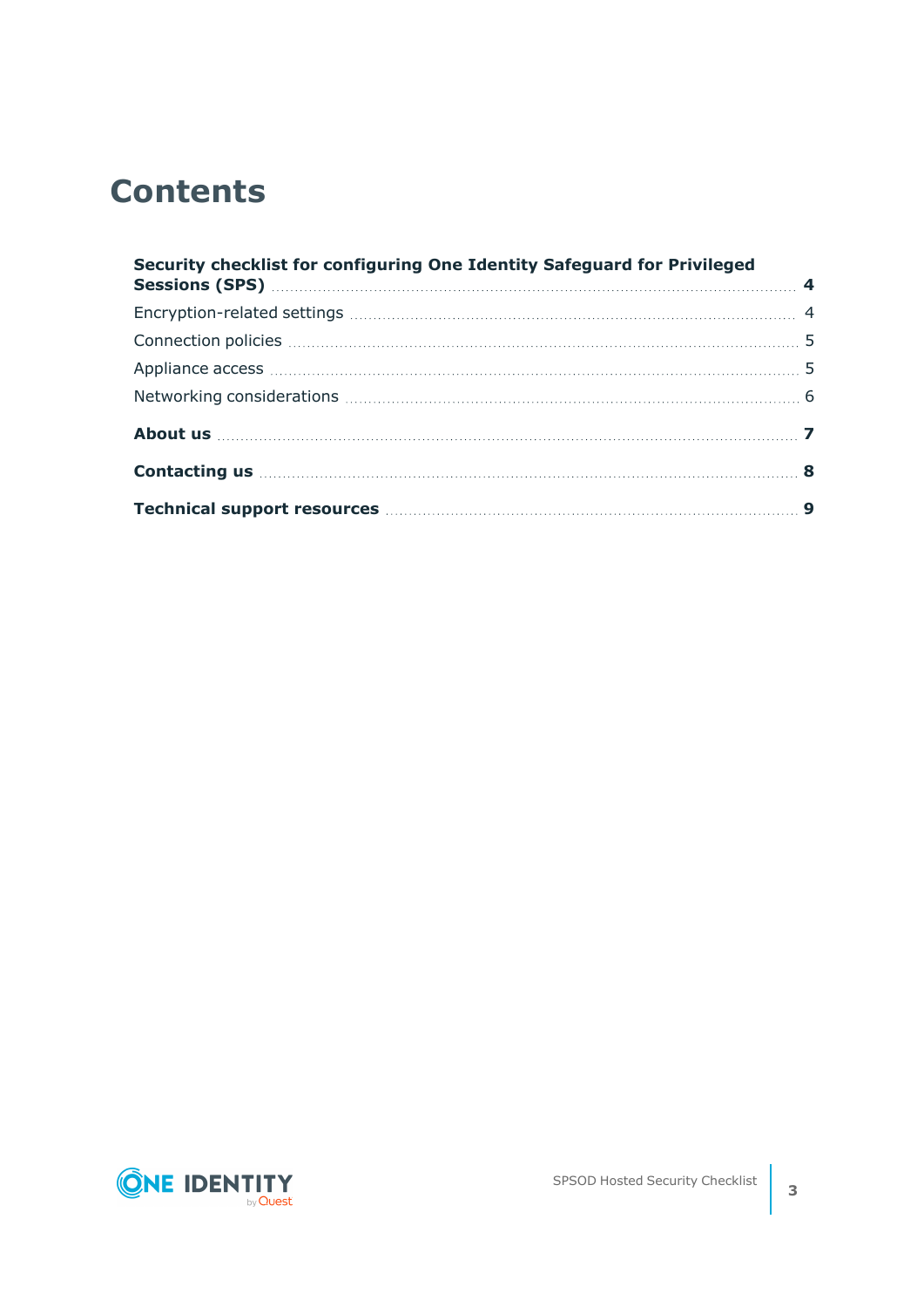# Contents

**Security checklist for configuring One Identity Safeguard for Privileged Sessions (SPS)** 4

Encryption-related settings 4

Connection policies 5

Appliance access 5

Networking considerations 6

**About us** 7

**Contacting us** 8

**Technical support resources** 9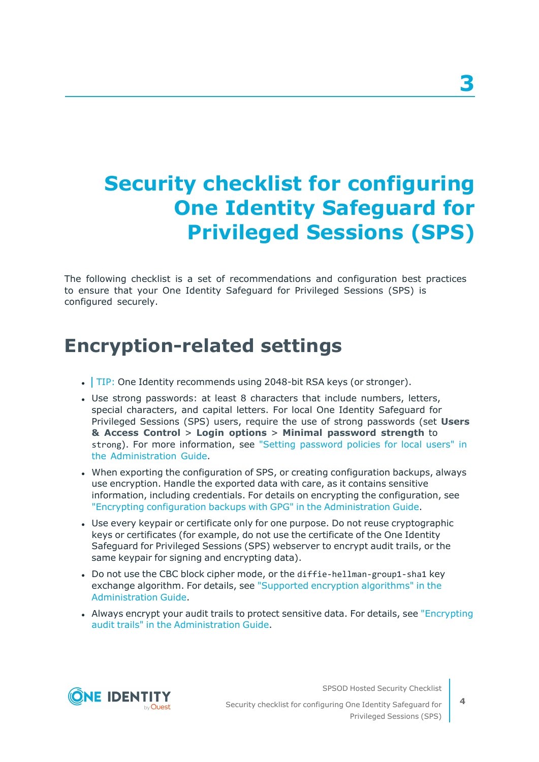# 3

# Security checklist for configuring One Identity Safeguard for Privileged Sessions (SPS)

The following checklist is a set of recommendations and configuration best practices to ensure that your One Identity Safeguard for Privileged Sessions (SPS) is configured securely.

## Encryption-related settings

- TIP: One Identity recommends using 2048-bit RSA keys (or stronger).
- Use strong passwords: at least 8 characters that include numbers, letters, special characters, and capital letters. For local One Identity Safeguard for Privileged Sessions (SPS) users, require the use of strong passwords (set **Users & Access Control** > **Login options** > **Minimal password strength** to `strong`). For more information, see "Setting password policies for local users" in the Administration Guide.
- When exporting the configuration of SPS, or creating configuration backups, always use encryption. Handle the exported data with care, as it contains sensitive information, including credentials. For details on encrypting the configuration, see "Encrypting configuration backups with GPG" in the Administration Guide.
- Use every keypair or certificate only for one purpose. Do not reuse cryptographic keys or certificates (for example, do not use the certificate of the One Identity Safeguard for Privileged Sessions (SPS) webserver to encrypt audit trails, or the same keypair for signing and encrypting data).
- Do not use the CBC block cipher mode, or the `diffie-hellman-group1-sha1` key exchange algorithm. For details, see "Supported encryption algorithms" in the Administration Guide.
- Always encrypt your audit trails to protect sensitive data. For details, see "Encrypting audit trails" in the Administration Guide.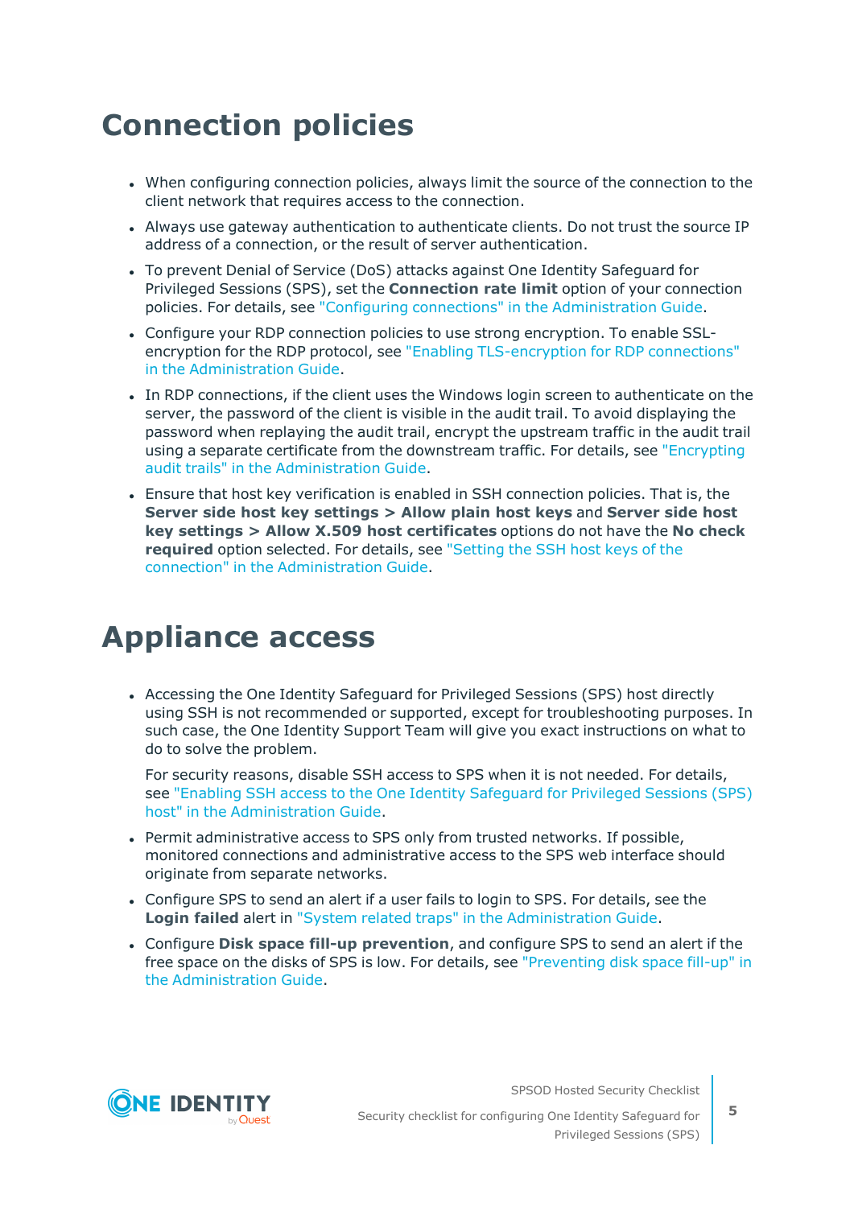# Connection policies

- When configuring connection policies, always limit the source of the connection to the client network that requires access to the connection.
- Always use gateway authentication to authenticate clients. Do not trust the source IP address of a connection, or the result of server authentication.
- To prevent Denial of Service (DoS) attacks against One Identity Safeguard for Privileged Sessions (SPS), set the **Connection rate limit** option of your connection policies. For details, see "Configuring connections" in the Administration Guide.
- Configure your RDP connection policies to use strong encryption. To enable SSL-encryption for the RDP protocol, see "Enabling TLS-encryption for RDP connections" in the Administration Guide.
- In RDP connections, if the client uses the Windows login screen to authenticate on the server, the password of the client is visible in the audit trail. To avoid displaying the password when replaying the audit trail, encrypt the upstream traffic in the audit trail using a separate certificate from the downstream traffic. For details, see "Encrypting audit trails" in the Administration Guide.
- Ensure that host key verification is enabled in SSH connection policies. That is, the **Server side host key settings > Allow plain host keys** and **Server side host key settings > Allow X.509 host certificates** options do not have the **No check required** option selected. For details, see "Setting the SSH host keys of the connection" in the Administration Guide.

# Appliance access

- Accessing the One Identity Safeguard for Privileged Sessions (SPS) host directly using SSH is not recommended or supported, except for troubleshooting purposes. In such case, the One Identity Support Team will give you exact instructions on what to do to solve the problem.

  For security reasons, disable SSH access to SPS when it is not needed. For details, see "Enabling SSH access to the One Identity Safeguard for Privileged Sessions (SPS) host" in the Administration Guide.
- Permit administrative access to SPS only from trusted networks. If possible, monitored connections and administrative access to the SPS web interface should originate from separate networks.
- Configure SPS to send an alert if a user fails to login to SPS. For details, see the **Login failed** alert in "System related traps" in the Administration Guide.
- Configure **Disk space fill-up prevention**, and configure SPS to send an alert if the free space on the disks of SPS is low. For details, see "Preventing disk space fill-up" in the Administration Guide.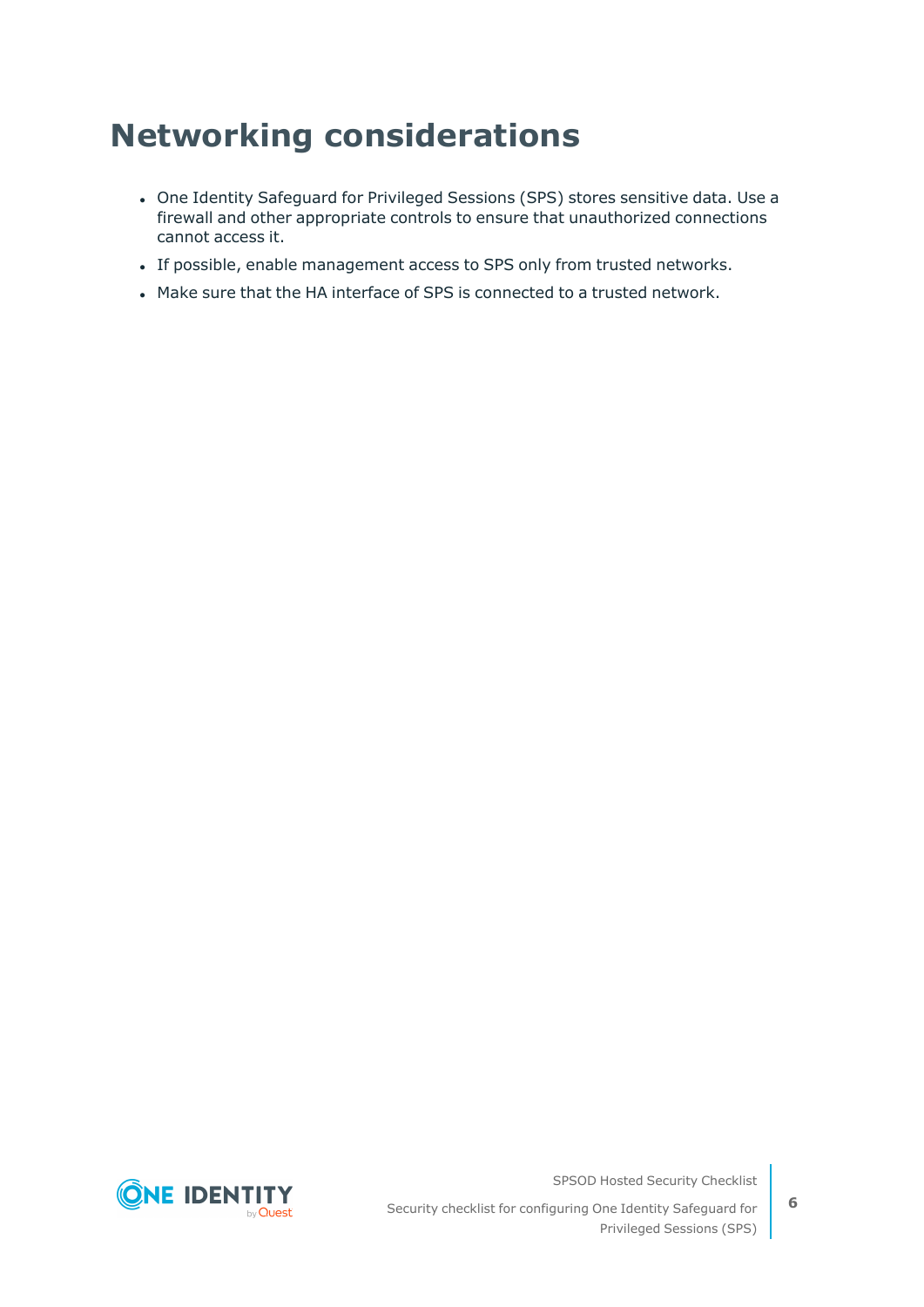# Networking considerations

- One Identity Safeguard for Privileged Sessions (SPS) stores sensitive data. Use a firewall and other appropriate controls to ensure that unauthorized connections cannot access it.
- If possible, enable management access to SPS only from trusted networks.
- Make sure that the HA interface of SPS is connected to a trusted network.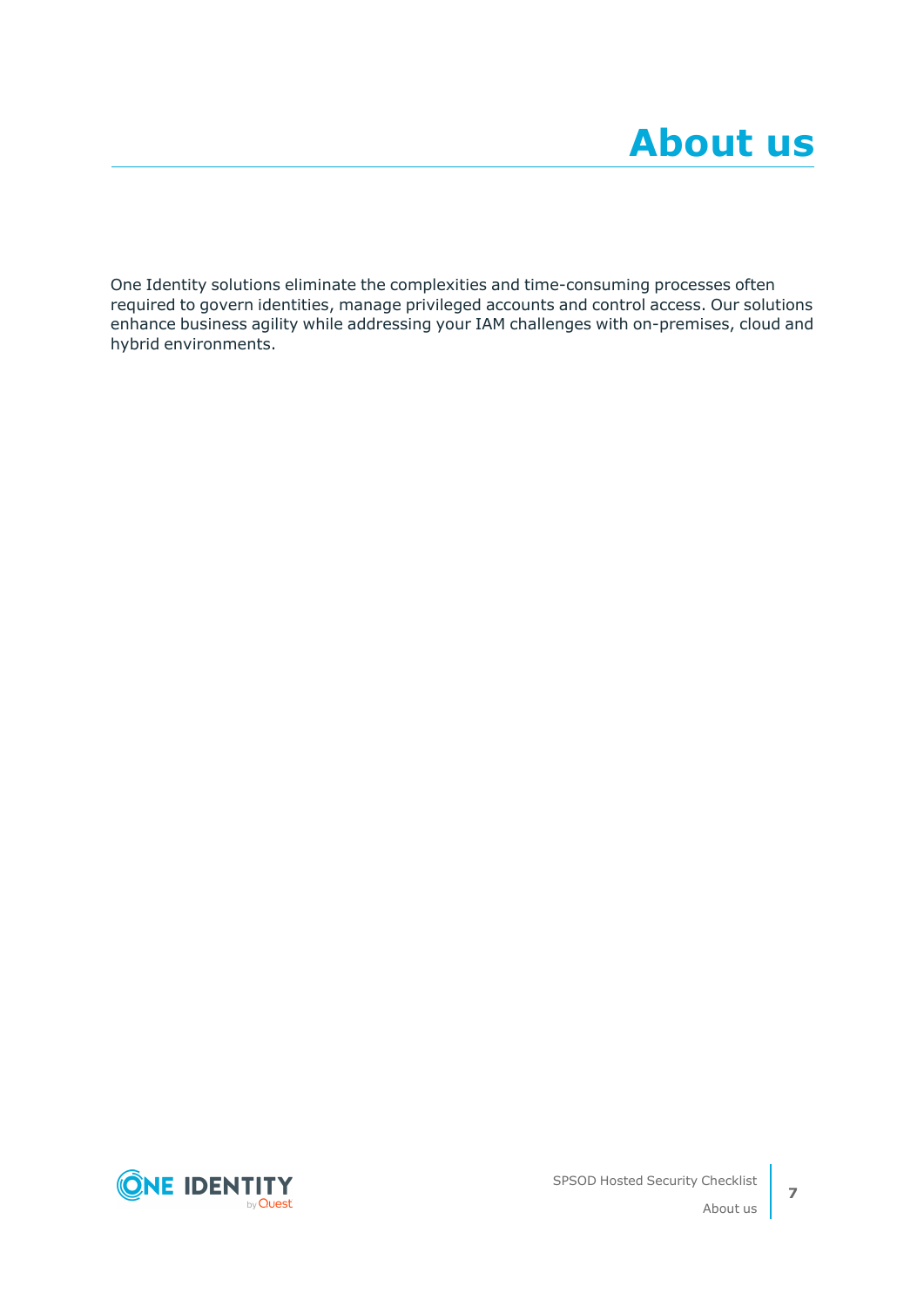# About us

One Identity solutions eliminate the complexities and time-consuming processes often required to govern identities, manage privileged accounts and control access. Our solutions enhance business agility while addressing your IAM challenges with on-premises, cloud and hybrid environments.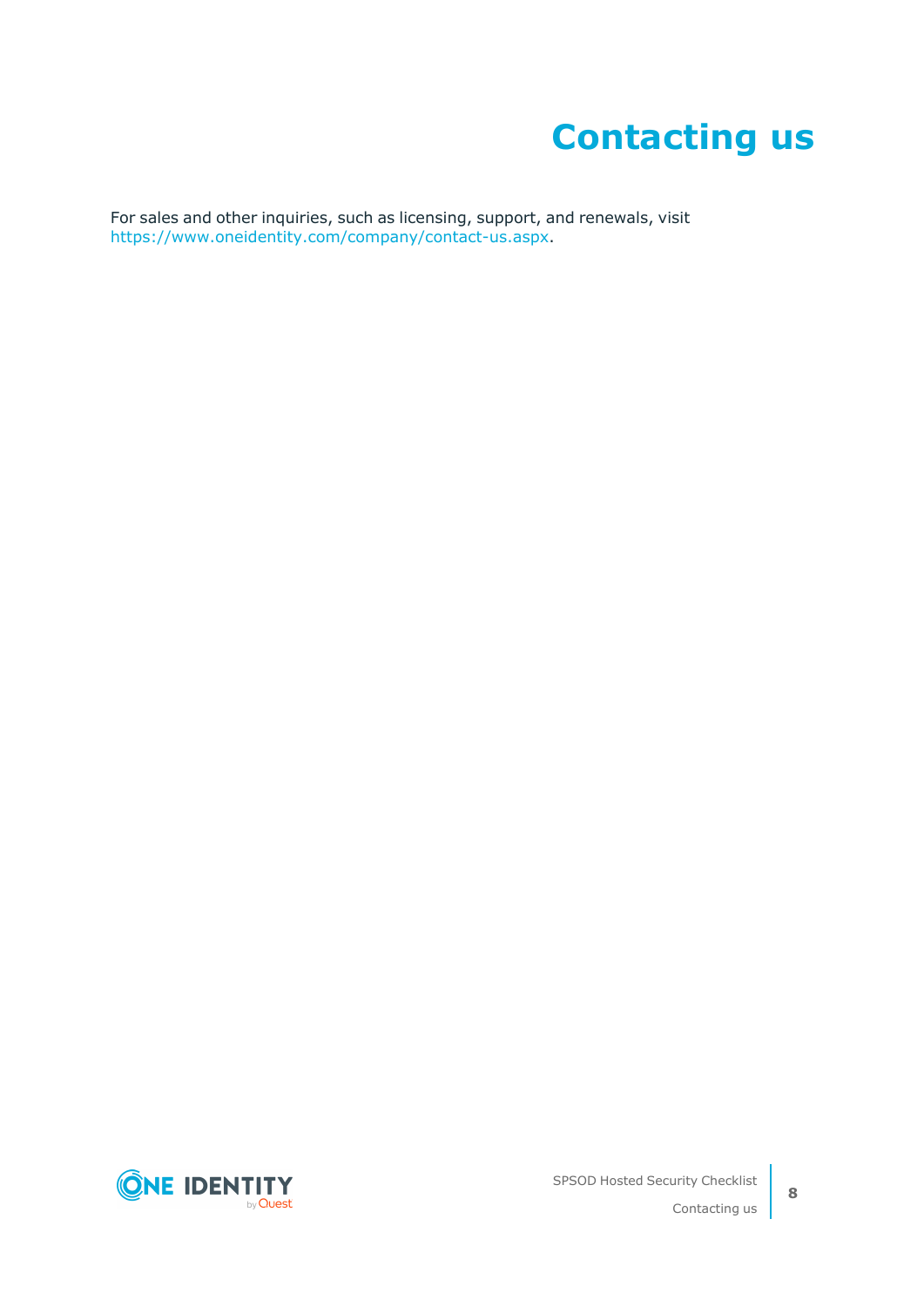# Contacting us

For sales and other inquiries, such as licensing, support, and renewals, visit https://www.oneidentity.com/company/contact-us.aspx.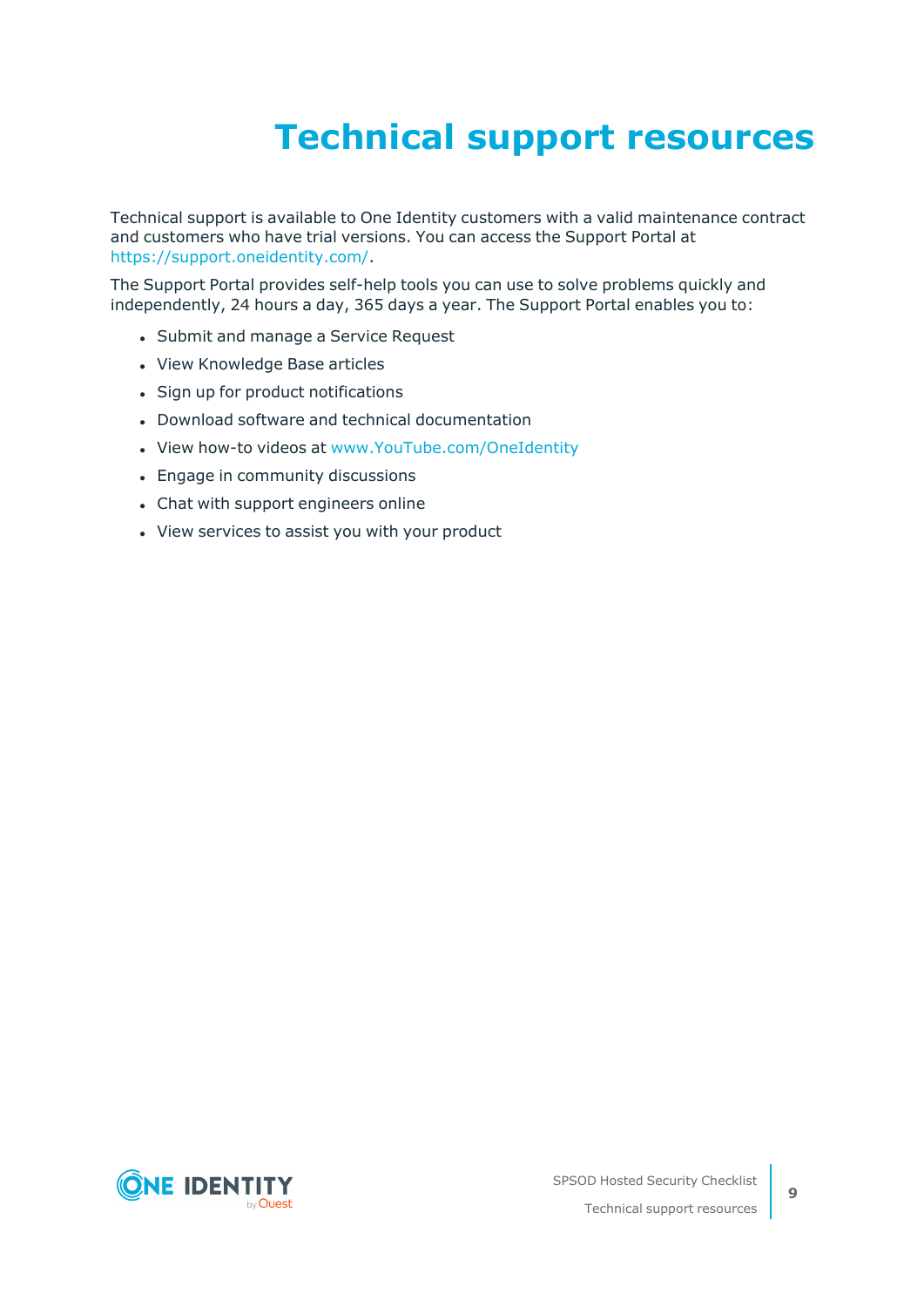# Technical support resources

Technical support is available to One Identity customers with a valid maintenance contract and customers who have trial versions. You can access the Support Portal at https://support.oneidentity.com/.

The Support Portal provides self-help tools you can use to solve problems quickly and independently, 24 hours a day, 365 days a year. The Support Portal enables you to:

- Submit and manage a Service Request
- View Knowledge Base articles
- Sign up for product notifications
- Download software and technical documentation
- View how-to videos at www.YouTube.com/OneIdentity
- Engage in community discussions
- Chat with support engineers online
- View services to assist you with your product